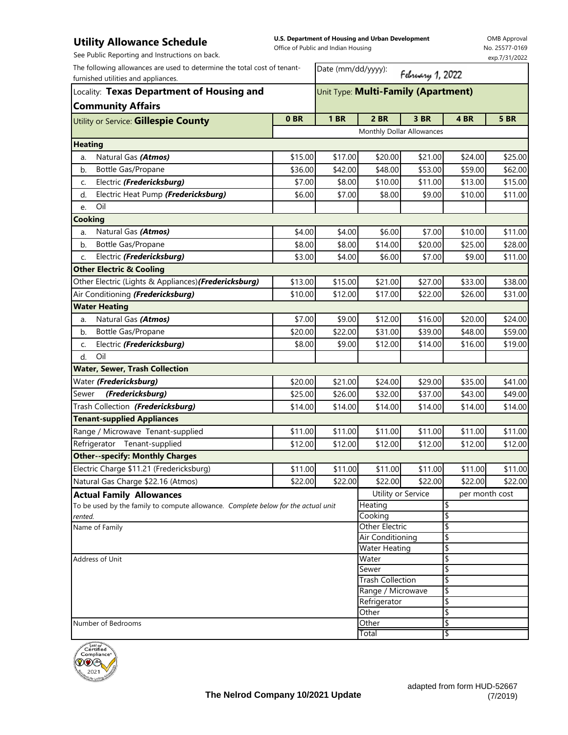# Utility Allowance Schedule

See Public Reporting and Instructions on back.

**U.S. Department of Housing and Urban Development**
Office of Public and Indian Housing

OMB Approval No. 25577-0169 exp.7/31/2022

The following allowances are used to determine the total cost of tenant-furnished utilities and appliances.

Date (mm/dd/yyyy): February 1, 2022

Locality: **Texas Department of Housing and Community Affairs**

Unit Type: **Multi-Family (Apartment)**

| Utility or Service: **Gillespie County** | 0 BR | 1 BR | 2 BR | 3 BR | 4 BR | 5 BR |
|---|---|---|---|---|---|---|
| | Monthly Dollar Allowances | | | | | |
| **Heating** | | | | | | |
| a. Natural Gas ***(Atmos)*** | $15.00 | $17.00 | $20.00 | $21.00 | $24.00 | $25.00 |
| b. Bottle Gas/Propane | $36.00 | $42.00 | $48.00 | $53.00 | $59.00 | $62.00 |
| c. Electric ***(Fredericksburg)*** | $7.00 | $8.00 | $10.00 | $11.00 | $13.00 | $15.00 |
| d. Electric Heat Pump ***(Fredericksburg)*** | $6.00 | $7.00 | $8.00 | $9.00 | $10.00 | $11.00 |
| e. Oil | | | | | | |
| **Cooking** | | | | | | |
| a. Natural Gas ***(Atmos)*** | $4.00 | $4.00 | $6.00 | $7.00 | $10.00 | $11.00 |
| b. Bottle Gas/Propane | $8.00 | $8.00 | $14.00 | $20.00 | $25.00 | $28.00 |
| c. Electric ***(Fredericksburg)*** | $3.00 | $4.00 | $6.00 | $7.00 | $9.00 | $11.00 |
| **Other Electric & Cooling** | | | | | | |
| Other Electric (Lights & Appliances) ***(Fredericksburg)*** | $13.00 | $15.00 | $21.00 | $27.00 | $33.00 | $38.00 |
| Air Conditioning ***(Fredericksburg)*** | $10.00 | $12.00 | $17.00 | $22.00 | $26.00 | $31.00 |
| **Water Heating** | | | | | | |
| a. Natural Gas ***(Atmos)*** | $7.00 | $9.00 | $12.00 | $16.00 | $20.00 | $24.00 |
| b. Bottle Gas/Propane | $20.00 | $22.00 | $31.00 | $39.00 | $48.00 | $59.00 |
| c. Electric ***(Fredericksburg)*** | $8.00 | $9.00 | $12.00 | $14.00 | $16.00 | $19.00 |
| d. Oil | | | | | | |
| **Water, Sewer, Trash Collection** | | | | | | |
| Water ***(Fredericksburg)*** | $20.00 | $21.00 | $24.00 | $29.00 | $35.00 | $41.00 |
| Sewer ***(Fredericksburg)*** | $25.00 | $26.00 | $32.00 | $37.00 | $43.00 | $49.00 |
| Trash Collection ***(Fredericksburg)*** | $14.00 | $14.00 | $14.00 | $14.00 | $14.00 | $14.00 |
| **Tenant-supplied Appliances** | | | | | | |
| Range / Microwave Tenant-supplied | $11.00 | $11.00 | $11.00 | $11.00 | $11.00 | $11.00 |
| Refrigerator Tenant-supplied | $12.00 | $12.00 | $12.00 | $12.00 | $12.00 | $12.00 |
| **Other--specify: Monthly Charges** | | | | | | |
| Electric Charge $11.21 (Fredericksburg) | $11.00 | $11.00 | $11.00 | $11.00 | $11.00 | $11.00 |
| Natural Gas Charge $22.16 (Atmos) | $22.00 | $22.00 | $22.00 | $22.00 | $22.00 | $22.00 |

**Actual Family Allowances**

To be used by the family to compute allowance. *Complete below for the actual unit rented.*

Name of Family

Address of Unit

Number of Bedrooms

| Utility or Service | per month cost |
|---|---|
| Heating | $ |
| Cooking | $ |
| Other Electric | $ |
| Air Conditioning | $ |
| Water Heating | $ |
| Water | $ |
| Sewer | $ |
| Trash Collection | $ |
| Range / Microwave | $ |
| Refrigerator | $ |
| Other | $ |
| Other | $ |
| Total | $ |

**The Nelrod Company 10/2021 Update**

adapted from form HUD-52667 (7/2019)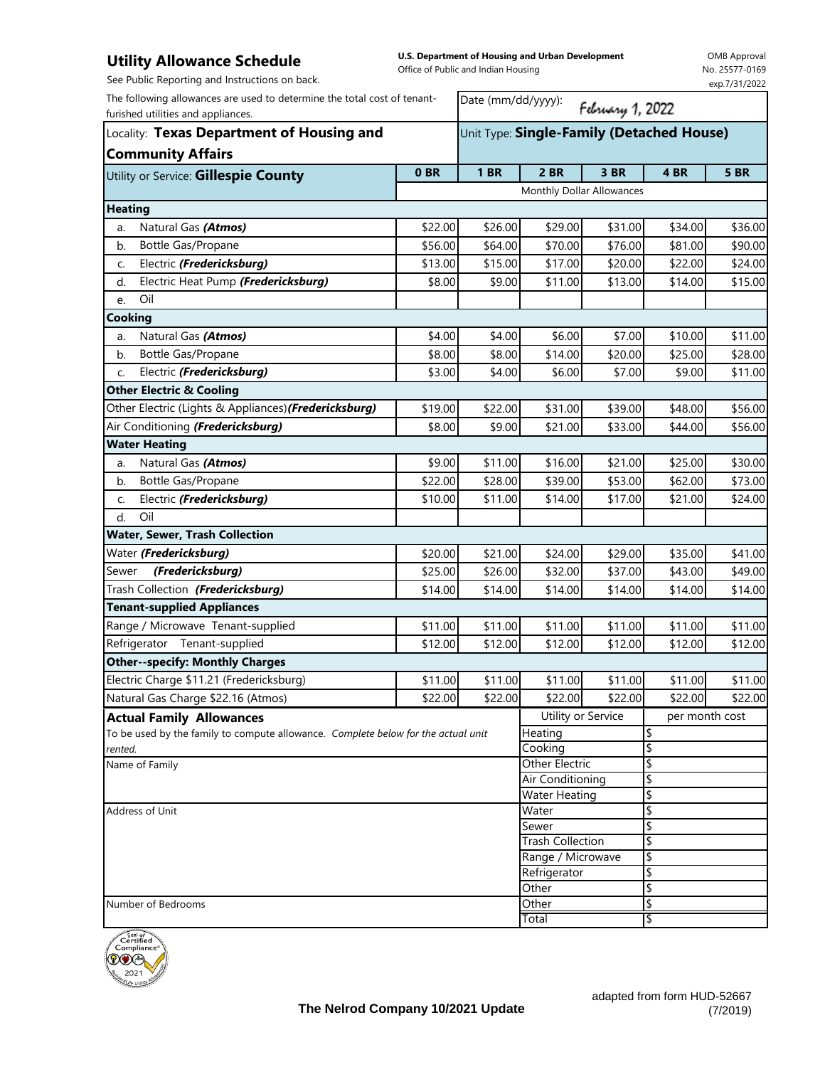# Utility Allowance Schedule

See Public Reporting and Instructions on back.

**U.S. Department of Housing and Urban Development**
Office of Public and Indian Housing

OMB Approval No. 25577-0169 exp.7/31/2022

The following allowances are used to determine the total cost of tenant-furnished utilities and appliances.

Date (mm/dd/yyyy): February 1, 2022

Locality: **Texas Department of Housing and Community Affairs**

Unit Type: **Single-Family (Detached House)**

| Utility or Service: **Gillespie County** | 0 BR | 1 BR | 2 BR | 3 BR | 4 BR | 5 BR |
|---|---|---|---|---|---|---|
| | Monthly Dollar Allowances | | | | | |
| **Heating** | | | | | | |
| a. Natural Gas ***(Atmos)*** | $22.00 | $26.00 | $29.00 | $31.00 | $34.00 | $36.00 |
| b. Bottle Gas/Propane | $56.00 | $64.00 | $70.00 | $76.00 | $81.00 | $90.00 |
| c. Electric ***(Fredericksburg)*** | $13.00 | $15.00 | $17.00 | $20.00 | $22.00 | $24.00 |
| d. Electric Heat Pump ***(Fredericksburg)*** | $8.00 | $9.00 | $11.00 | $13.00 | $14.00 | $15.00 |
| e. Oil | | | | | | |
| **Cooking** | | | | | | |
| a. Natural Gas ***(Atmos)*** | $4.00 | $4.00 | $6.00 | $7.00 | $10.00 | $11.00 |
| b. Bottle Gas/Propane | $8.00 | $8.00 | $14.00 | $20.00 | $25.00 | $28.00 |
| c. Electric ***(Fredericksburg)*** | $3.00 | $4.00 | $6.00 | $7.00 | $9.00 | $11.00 |
| **Other Electric & Cooling** | | | | | | |
| Other Electric (Lights & Appliances) ***(Fredericksburg)*** | $19.00 | $22.00 | $31.00 | $39.00 | $48.00 | $56.00 |
| Air Conditioning ***(Fredericksburg)*** | $8.00 | $9.00 | $21.00 | $33.00 | $44.00 | $56.00 |
| **Water Heating** | | | | | | |
| a. Natural Gas ***(Atmos)*** | $9.00 | $11.00 | $16.00 | $21.00 | $25.00 | $30.00 |
| b. Bottle Gas/Propane | $22.00 | $28.00 | $39.00 | $53.00 | $62.00 | $73.00 |
| c. Electric ***(Fredericksburg)*** | $10.00 | $11.00 | $14.00 | $17.00 | $21.00 | $24.00 |
| d. Oil | | | | | | |
| **Water, Sewer, Trash Collection** | | | | | | |
| Water ***(Fredericksburg)*** | $20.00 | $21.00 | $24.00 | $29.00 | $35.00 | $41.00 |
| Sewer ***(Fredericksburg)*** | $25.00 | $26.00 | $32.00 | $37.00 | $43.00 | $49.00 |
| Trash Collection ***(Fredericksburg)*** | $14.00 | $14.00 | $14.00 | $14.00 | $14.00 | $14.00 |
| **Tenant-supplied Appliances** | | | | | | |
| Range / Microwave Tenant-supplied | $11.00 | $11.00 | $11.00 | $11.00 | $11.00 | $11.00 |
| Refrigerator Tenant-supplied | $12.00 | $12.00 | $12.00 | $12.00 | $12.00 | $12.00 |
| **Other--specify: Monthly Charges** | | | | | | |
| Electric Charge $11.21 (Fredericksburg) | $11.00 | $11.00 | $11.00 | $11.00 | $11.00 | $11.00 |
| Natural Gas Charge $22.16 (Atmos) | $22.00 | $22.00 | $22.00 | $22.00 | $22.00 | $22.00 |

## Actual Family Allowances

To be used by the family to compute allowance. *Complete below for the actual unit rented.*

Name of Family

Address of Unit

Number of Bedrooms

| Utility or Service | per month cost |
|---|---|
| Heating | $ |
| Cooking | $ |
| Other Electric | $ |
| Air Conditioning | $ |
| Water Heating | $ |
| Water | $ |
| Sewer | $ |
| Trash Collection | $ |
| Range / Microwave | $ |
| Refrigerator | $ |
| Other | $ |
| Other | $ |
| Total | $ |

Seal of Certified Compliance 2021

**The Nelrod Company 10/2021 Update**

adapted from form HUD-52667 (7/2019)